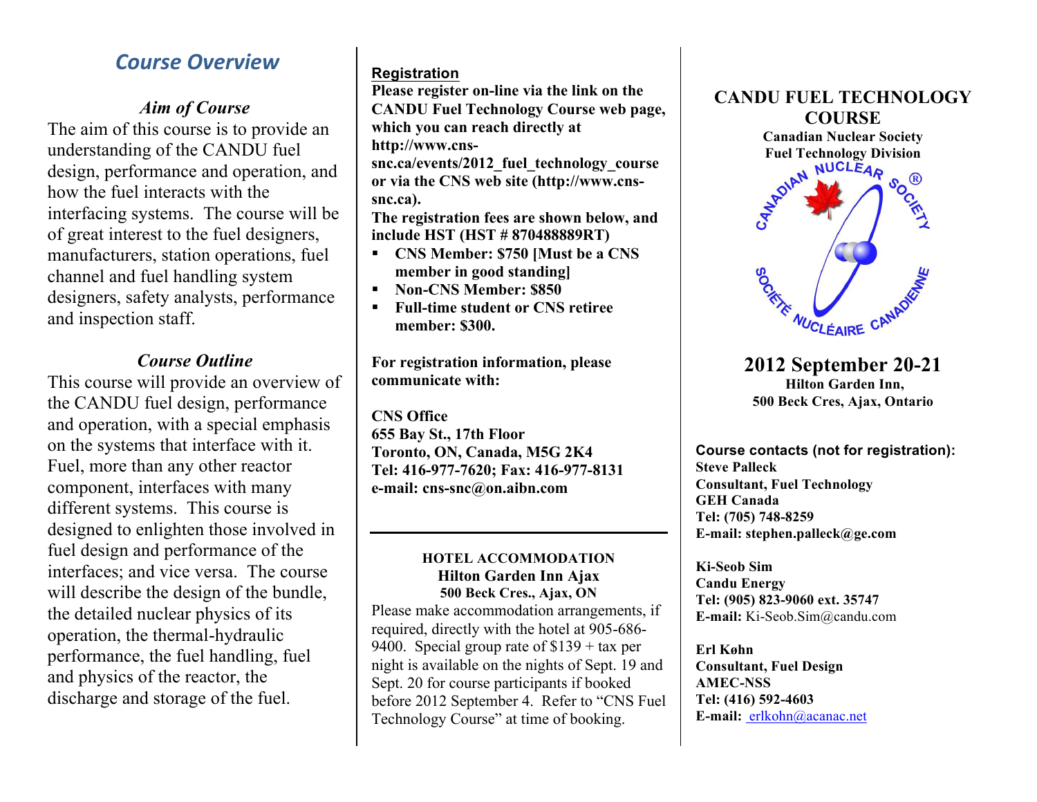## *Course Overview*

### *Aim of Course*

The aim of this course is to provide an understanding of the CANDU fuel design, performance and operation, and how the fuel interacts with the interfacing systems. The course will be of great interest to the fuel designers, manufacturers, station operations, fuel channel and fuel handling system designers, safety analysts, performance and inspection staff.

### *Course Outline*

This course will provide an overview of the CANDU fuel design, performance and operation, with a special emphasis on the systems that interface with it. Fuel, more than any other reactor component, interfaces with many different systems. This course is designed to enlighten those involved in fuel design and performance of the interfaces; and vice versa. The course will describe the design of the bundle, the detailed nuclear physics of its operation, the thermal-hydraulic performance, the fuel handling, fuel and physics of the reactor, the discharge and storage of the fuel.

**Registration**

**Please register on-line via the link on the CANDU Fuel Technology Course web page, which you can reach directly at http://www.cns-snc.ca/events/2012_fuel_technology_course or via the CNS web site (http://www.cns-snc.ca).**

**The registration fees are shown below, and include HST (HST # 870488889RT)**

- **CNS Member: $750 [Must be a CNS member in good standing]**
- **Non-CNS Member: $850**
- **Full-time student or CNS retiree member: $300.**

**For registration information, please communicate with:**

**CNS Office**
**655 Bay St., 17th Floor**
**Toronto, ON, Canada, M5G 2K4**
**Tel: 416-977-7620; Fax: 416-977-8131**
**e-mail: cns-snc@on.aibn.com**

---

**HOTEL ACCOMMODATION**
**Hilton Garden Inn Ajax**
**500 Beck Cres., Ajax, ON**

Please make accommodation arrangements, if required, directly with the hotel at 905-686-9400. Special group rate of $139 + tax per night is available on the nights of Sept. 19 and Sept. 20 for course participants if booked before 2012 September 4. Refer to "CNS Fuel Technology Course" at time of booking.

# CANDU FUEL TECHNOLOGY COURSE

**Canadian Nuclear Society**
**Fuel Technology Division**

CANADIAN NUCLEAR SOCIETY ®
SOCIÉTÉ NUCLÉAIRE CANADIENNE

## 2012 September 20-21

**Hilton Garden Inn,**
**500 Beck Cres, Ajax, Ontario**

**Course contacts (not for registration):**

**Steve Palleck**
**Consultant, Fuel Technology**
**GEH Canada**
**Tel: (705) 748-8259**
**E-mail: stephen.palleck@ge.com**

**Ki-Seob Sim**
**Candu Energy**
**Tel: (905) 823-9060 ext. 35747**
**E-mail:** Ki-Seob.Sim@candu.com

**Erl Køhn**
**Consultant, Fuel Design**
**AMEC-NSS**
**Tel: (416) 592-4603**
**E-mail:** erlkohn@acanac.net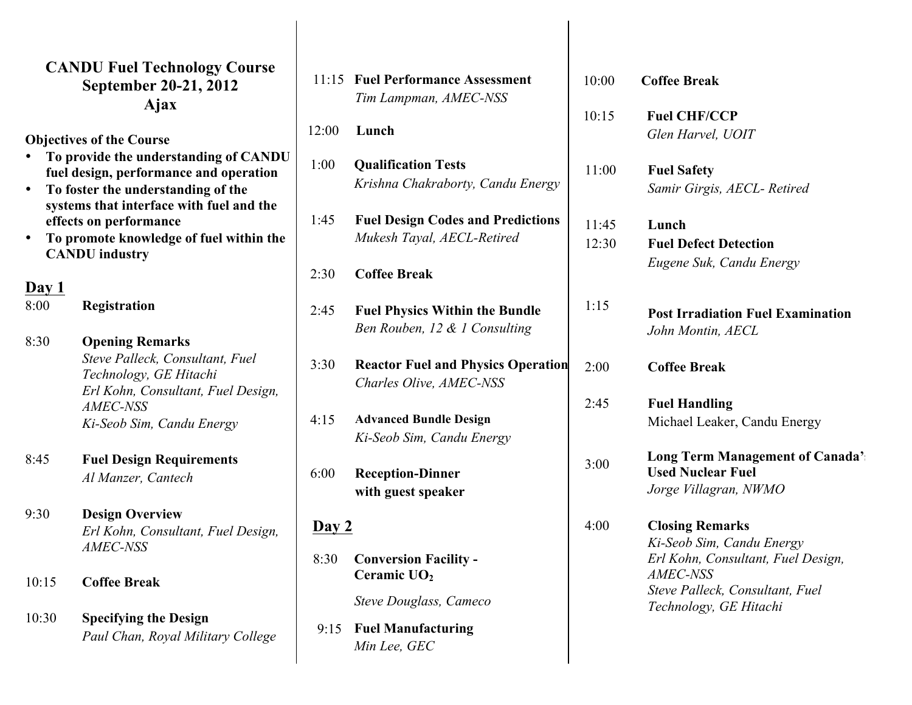# CANDU Fuel Technology Course
## September 20-21, 2012
## Ajax

**Objectives of the Course**

- **To provide the understanding of CANDU fuel design, performance and operation**
- **To foster the understanding of the systems that interface with fuel and the effects on performance**
- **To promote knowledge of fuel within the CANDU industry**

## Day 1

8:00 **Registration**

8:30 **Opening Remarks**
*Steve Palleck, Consultant, Fuel Technology, GE Hitachi*
*Erl Kohn, Consultant, Fuel Design, AMEC-NSS*
*Ki-Seob Sim, Candu Energy*

8:45 **Fuel Design Requirements**
*Al Manzer, Cantech*

9:30 **Design Overview**
*Erl Kohn, Consultant, Fuel Design, AMEC-NSS*

10:15 **Coffee Break**

10:30 **Specifying the Design**
*Paul Chan, Royal Military College*

11:15 **Fuel Performance Assessment**
*Tim Lampman, AMEC-NSS*

12:00 **Lunch**

1:00 **Qualification Tests**
*Krishna Chakraborty, Candu Energy*

1:45 **Fuel Design Codes and Predictions**
*Mukesh Tayal, AECL-Retired*

2:30 **Coffee Break**

2:45 **Fuel Physics Within the Bundle**
*Ben Rouben, 12 & 1 Consulting*

3:30 **Reactor Fuel and Physics Operation**
*Charles Olive, AMEC-NSS*

4:15 **Advanced Bundle Design**
*Ki-Seob Sim, Candu Energy*

6:00 **Reception-Dinner with guest speaker**

## Day 2

8:30 **Conversion Facility - Ceramic $UO_2$**
*Steve Douglass, Cameco*

9:15 **Fuel Manufacturing**
*Min Lee, GEC*

10:00 **Coffee Break**

10:15 **Fuel CHF/CCP**
*Glen Harvel, UOIT*

11:00 **Fuel Safety**
*Samir Girgis, AECL- Retired*

11:45 **Lunch**

12:30 **Fuel Defect Detection**
*Eugene Suk, Candu Energy*

1:15 **Post Irradiation Fuel Examination**
*John Montin, AECL*

2:00 **Coffee Break**

2:45 **Fuel Handling**
Michael Leaker, Candu Energy

3:00 **Long Term Management of Canada's Used Nuclear Fuel**
*Jorge Villagran, NWMO*

4:00 **Closing Remarks**
*Ki-Seob Sim, Candu Energy*
*Erl Kohn, Consultant, Fuel Design, AMEC-NSS*
*Steve Palleck, Consultant, Fuel Technology, GE Hitachi*